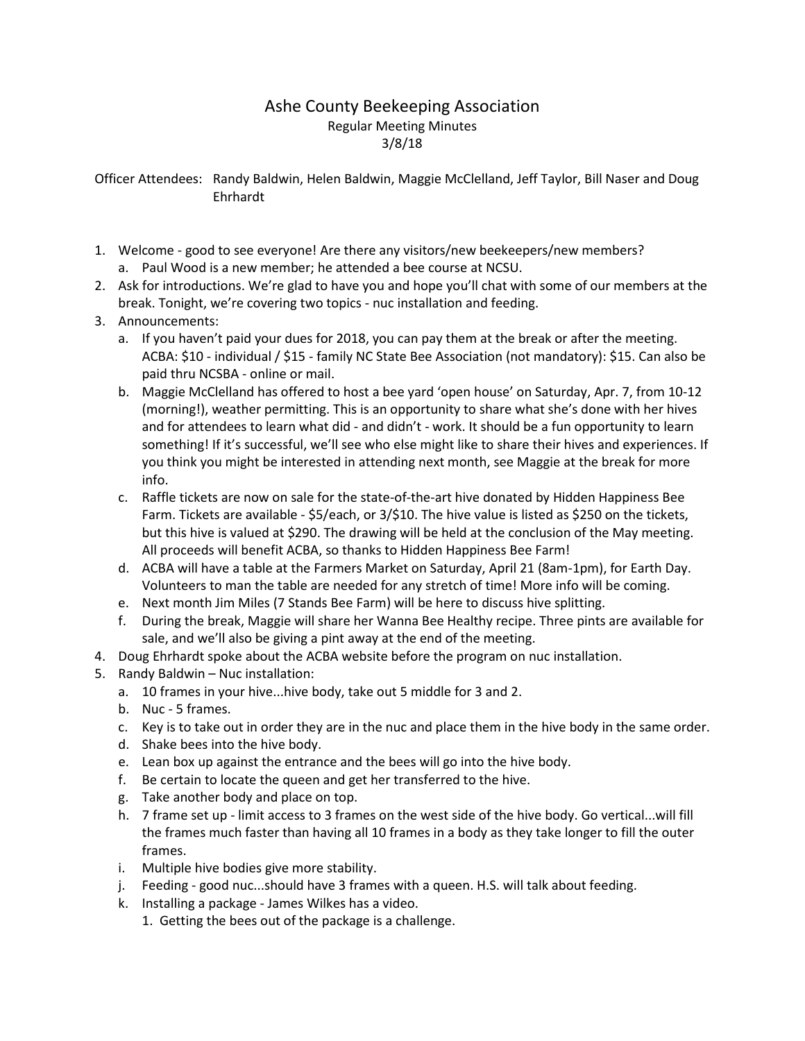# Ashe County Beekeeping Association

Regular Meeting Minutes

3/8/18

Officer Attendees: Randy Baldwin, Helen Baldwin, Maggie McClelland, Jeff Taylor, Bill Naser and Doug Ehrhardt

1. Welcome - good to see everyone! Are there any visitors/new beekeepers/new members?
   a. Paul Wood is a new member; he attended a bee course at NCSU.
2. Ask for introductions. We're glad to have you and hope you'll chat with some of our members at the break. Tonight, we're covering two topics - nuc installation and feeding.
3. Announcements:
   a. If you haven't paid your dues for 2018, you can pay them at the break or after the meeting. ACBA: $10 - individual / $15 - family NC State Bee Association (not mandatory): $15. Can also be paid thru NCSBA - online or mail.
   b. Maggie McClelland has offered to host a bee yard 'open house' on Saturday, Apr. 7, from 10-12 (morning!), weather permitting. This is an opportunity to share what she's done with her hives and for attendees to learn what did - and didn't - work. It should be a fun opportunity to learn something! If it's successful, we'll see who else might like to share their hives and experiences. If you think you might be interested in attending next month, see Maggie at the break for more info.
   c. Raffle tickets are now on sale for the state-of-the-art hive donated by Hidden Happiness Bee Farm. Tickets are available - $5/each, or 3/$10. The hive value is listed as $250 on the tickets, but this hive is valued at $290. The drawing will be held at the conclusion of the May meeting. All proceeds will benefit ACBA, so thanks to Hidden Happiness Bee Farm!
   d. ACBA will have a table at the Farmers Market on Saturday, April 21 (8am-1pm), for Earth Day. Volunteers to man the table are needed for any stretch of time! More info will be coming.
   e. Next month Jim Miles (7 Stands Bee Farm) will be here to discuss hive splitting.
   f. During the break, Maggie will share her Wanna Bee Healthy recipe. Three pints are available for sale, and we'll also be giving a pint away at the end of the meeting.
4. Doug Ehrhardt spoke about the ACBA website before the program on nuc installation.
5. Randy Baldwin – Nuc installation:
   a. 10 frames in your hive...hive body, take out 5 middle for 3 and 2.
   b. Nuc - 5 frames.
   c. Key is to take out in order they are in the nuc and place them in the hive body in the same order.
   d. Shake bees into the hive body.
   e. Lean box up against the entrance and the bees will go into the hive body.
   f. Be certain to locate the queen and get her transferred to the hive.
   g. Take another body and place on top.
   h. 7 frame set up - limit access to 3 frames on the west side of the hive body. Go vertical...will fill the frames much faster than having all 10 frames in a body as they take longer to fill the outer frames.
   i. Multiple hive bodies give more stability.
   j. Feeding - good nuc...should have 3 frames with a queen. H.S. will talk about feeding.
   k. Installing a package - James Wilkes has a video.
      1. Getting the bees out of the package is a challenge.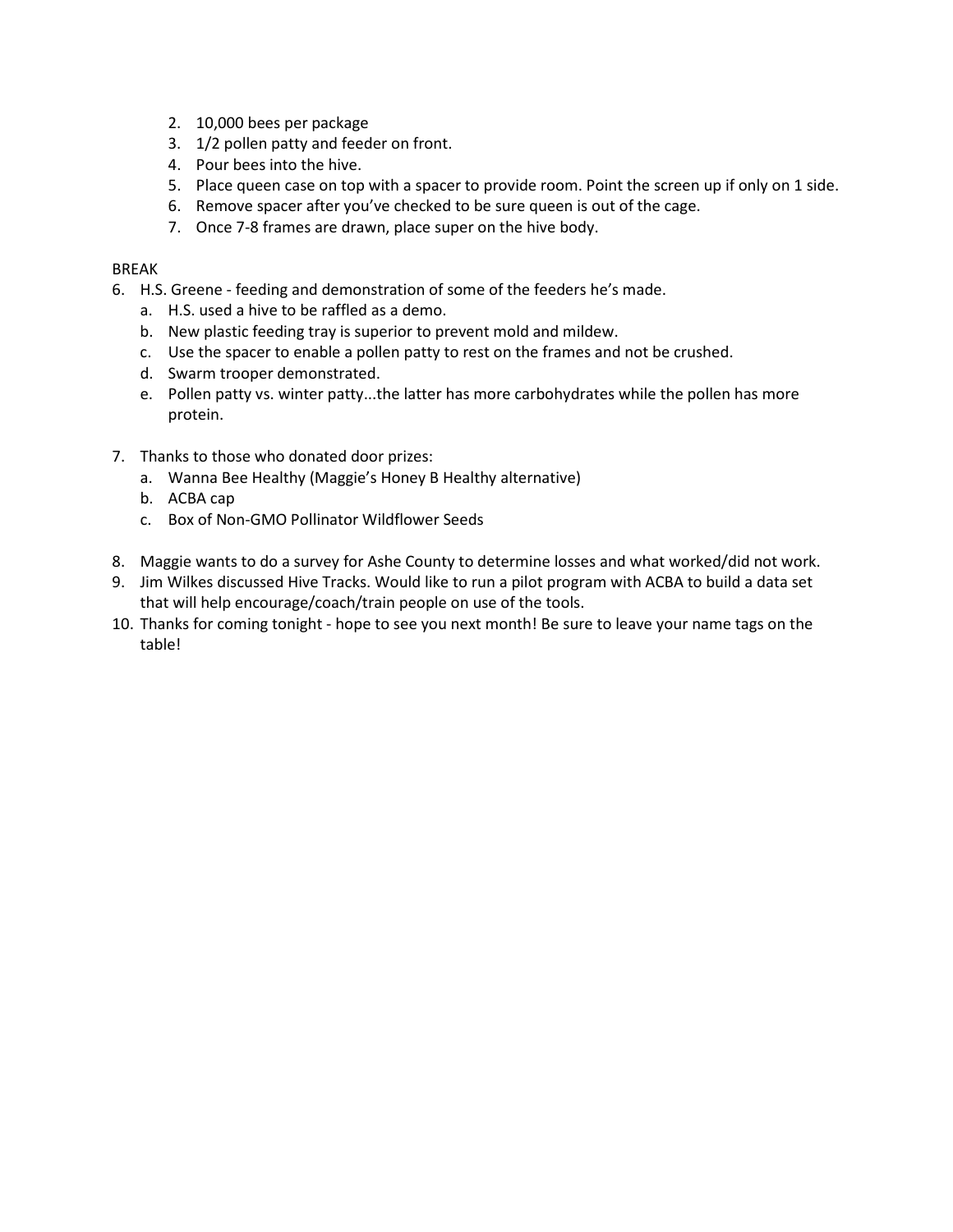2. 10,000 bees per package
3. 1/2 pollen patty and feeder on front.
4. Pour bees into the hive.
5. Place queen case on top with a spacer to provide room. Point the screen up if only on 1 side.
6. Remove spacer after you've checked to be sure queen is out of the cage.
7. Once 7-8 frames are drawn, place super on the hive body.

BREAK

6. H.S. Greene - feeding and demonstration of some of the feeders he's made.
   a. H.S. used a hive to be raffled as a demo.
   b. New plastic feeding tray is superior to prevent mold and mildew.
   c. Use the spacer to enable a pollen patty to rest on the frames and not be crushed.
   d. Swarm trooper demonstrated.
   e. Pollen patty vs. winter patty...the latter has more carbohydrates while the pollen has more protein.

7. Thanks to those who donated door prizes:
   a. Wanna Bee Healthy (Maggie's Honey B Healthy alternative)
   b. ACBA cap
   c. Box of Non-GMO Pollinator Wildflower Seeds

8. Maggie wants to do a survey for Ashe County to determine losses and what worked/did not work.
9. Jim Wilkes discussed Hive Tracks. Would like to run a pilot program with ACBA to build a data set that will help encourage/coach/train people on use of the tools.
10. Thanks for coming tonight - hope to see you next month! Be sure to leave your name tags on the table!